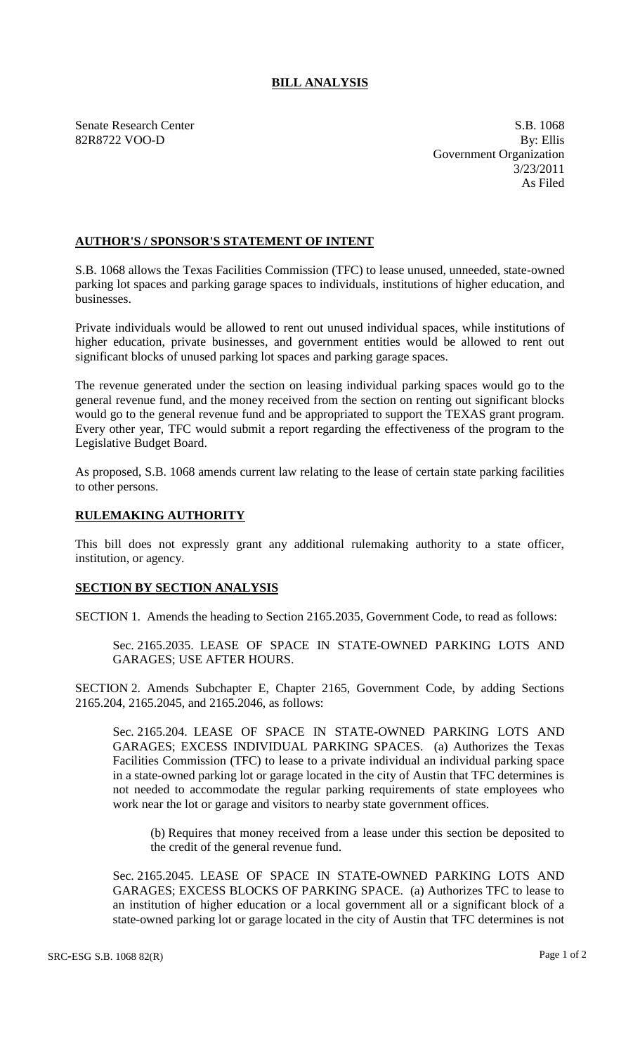# BILL ANALYSIS

Senate Research Center
82R8722 VOO-D

S.B. 1068
By: Ellis
Government Organization
3/23/2011
As Filed

## AUTHOR'S / SPONSOR'S STATEMENT OF INTENT

S.B. 1068 allows the Texas Facilities Commission (TFC) to lease unused, unneeded, state-owned parking lot spaces and parking garage spaces to individuals, institutions of higher education, and businesses.

Private individuals would be allowed to rent out unused individual spaces, while institutions of higher education, private businesses, and government entities would be allowed to rent out significant blocks of unused parking lot spaces and parking garage spaces.

The revenue generated under the section on leasing individual parking spaces would go to the general revenue fund, and the money received from the section on renting out significant blocks would go to the general revenue fund and be appropriated to support the TEXAS grant program. Every other year, TFC would submit a report regarding the effectiveness of the program to the Legislative Budget Board.

As proposed, S.B. 1068 amends current law relating to the lease of certain state parking facilities to other persons.

## RULEMAKING AUTHORITY

This bill does not expressly grant any additional rulemaking authority to a state officer, institution, or agency.

## SECTION BY SECTION ANALYSIS

SECTION 1. Amends the heading to Section 2165.2035, Government Code, to read as follows:

Sec. 2165.2035. LEASE OF SPACE IN STATE-OWNED PARKING LOTS AND GARAGES; USE AFTER HOURS.

SECTION 2. Amends Subchapter E, Chapter 2165, Government Code, by adding Sections 2165.204, 2165.2045, and 2165.2046, as follows:

Sec. 2165.204. LEASE OF SPACE IN STATE-OWNED PARKING LOTS AND GARAGES; EXCESS INDIVIDUAL PARKING SPACES. (a) Authorizes the Texas Facilities Commission (TFC) to lease to a private individual an individual parking space in a state-owned parking lot or garage located in the city of Austin that TFC determines is not needed to accommodate the regular parking requirements of state employees who work near the lot or garage and visitors to nearby state government offices.

(b) Requires that money received from a lease under this section be deposited to the credit of the general revenue fund.

Sec. 2165.2045. LEASE OF SPACE IN STATE-OWNED PARKING LOTS AND GARAGES; EXCESS BLOCKS OF PARKING SPACE. (a) Authorizes TFC to lease to an institution of higher education or a local government all or a significant block of a state-owned parking lot or garage located in the city of Austin that TFC determines is not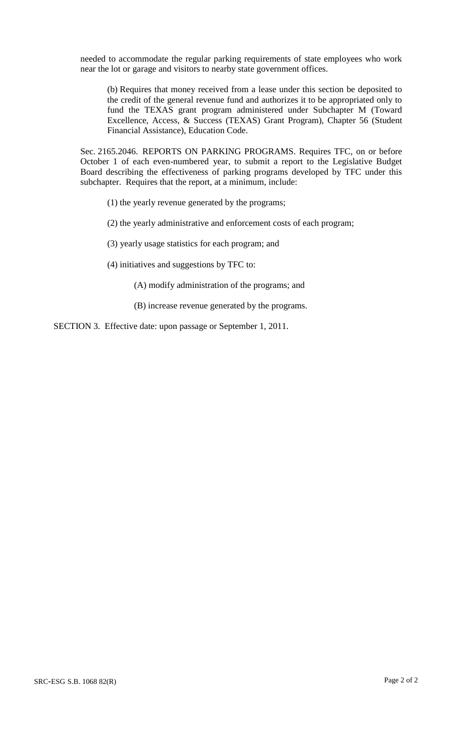needed to accommodate the regular parking requirements of state employees who work near the lot or garage and visitors to nearby state government offices.

(b) Requires that money received from a lease under this section be deposited to the credit of the general revenue fund and authorizes it to be appropriated only to fund the TEXAS grant program administered under Subchapter M (Toward Excellence, Access, & Success (TEXAS) Grant Program), Chapter 56 (Student Financial Assistance), Education Code.

Sec. 2165.2046. REPORTS ON PARKING PROGRAMS. Requires TFC, on or before October 1 of each even-numbered year, to submit a report to the Legislative Budget Board describing the effectiveness of parking programs developed by TFC under this subchapter. Requires that the report, at a minimum, include:

(1) the yearly revenue generated by the programs;

(2) the yearly administrative and enforcement costs of each program;

(3) yearly usage statistics for each program; and

(4) initiatives and suggestions by TFC to:

(A) modify administration of the programs; and

(B) increase revenue generated by the programs.

SECTION 3. Effective date: upon passage or September 1, 2011.

SRC-ESG S.B. 1068 82(R)